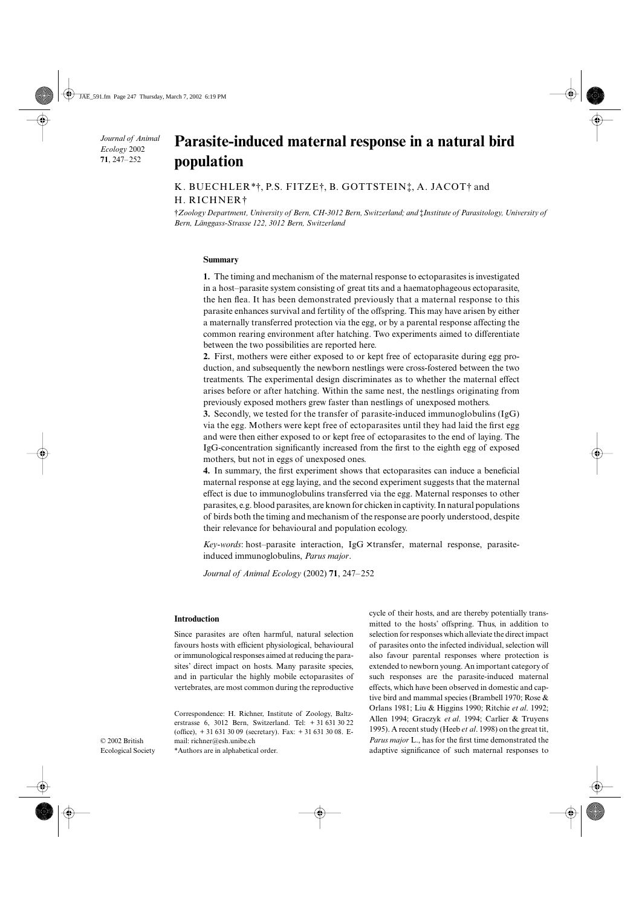# Parasite-induced maternal response in a natural bird population

K. BUECHLER*†, P.S. FITZE†, B. GOTTSTEIN‡, A. JACOT† and H. RICHNER†

†*Zoology Department, University of Bern, CH-3012 Bern, Switzerland; and* ‡*Institute of Parasitology, University of Bern, Länggass-Strasse 122, 3012 Bern, Switzerland*

## Summary

**1.** The timing and mechanism of the maternal response to ectoparasites is investigated in a host–parasite system consisting of great tits and a haematophageous ectoparasite, the hen flea. It has been demonstrated previously that a maternal response to this parasite enhances survival and fertility of the offspring. This may have arisen by either a maternally transferred protection via the egg, or by a parental response affecting the common rearing environment after hatching. Two experiments aimed to differentiate between the two possibilities are reported here.

**2.** First, mothers were either exposed to or kept free of ectoparasite during egg production, and subsequently the newborn nestlings were cross-fostered between the two treatments. The experimental design discriminates as to whether the maternal effect arises before or after hatching. Within the same nest, the nestlings originating from previously exposed mothers grew faster than nestlings of unexposed mothers.

**3.** Secondly, we tested for the transfer of parasite-induced immunoglobulins (IgG) via the egg. Mothers were kept free of ectoparasites until they had laid the first egg and were then either exposed to or kept free of ectoparasites to the end of laying. The IgG-concentration significantly increased from the first to the eighth egg of exposed mothers, but not in eggs of unexposed ones.

**4.** In summary, the first experiment shows that ectoparasites can induce a beneficial maternal response at egg laying, and the second experiment suggests that the maternal effect is due to immunoglobulins transferred via the egg. Maternal responses to other parasites, e.g. blood parasites, are known for chicken in captivity. In natural populations of birds both the timing and mechanism of the response are poorly understood, despite their relevance for behavioural and population ecology.

*Key-words*: host–parasite interaction, IgG × transfer, maternal response, parasite-induced immunoglobulins, *Parus major*.

*Journal of Animal Ecology* (2002) **71**, 247–252

## Introduction

Since parasites are often harmful, natural selection favours hosts with efficient physiological, behavioural or immunological responses aimed at reducing the parasites' direct impact on hosts. Many parasite species, and in particular the highly mobile ectoparasites of vertebrates, are most common during the reproductive cycle of their hosts, and are thereby potentially transmitted to the hosts' offspring. Thus, in addition to selection for responses which alleviate the direct impact of parasites onto the infected individual, selection will also favour parental responses where protection is extended to newborn young. An important category of such responses are the parasite-induced maternal effects, which have been observed in domestic and captive bird and mammal species (Brambell 1970; Rose & Orlans 1981; Liu & Higgins 1990; Ritchie *et al*. 1992; Allen 1994; Graczyk *et al*. 1994; Carlier & Truyens 1995). A recent study (Heeb *et al*. 1998) on the great tit, *Parus major* L., has for the first time demonstrated the adaptive significance of such maternal responses to

Correspondence: H. Richner, Institute of Zoology, Baltzerstrasse 6, 3012 Bern, Switzerland. Tel: + 31 631 30 22 (office), + 31 631 30 09 (secretary). Fax: + 31 631 30 08. E-mail: richner@esh.unibe.ch

*Authors are in alphabetical order.

© 2002 British Ecological Society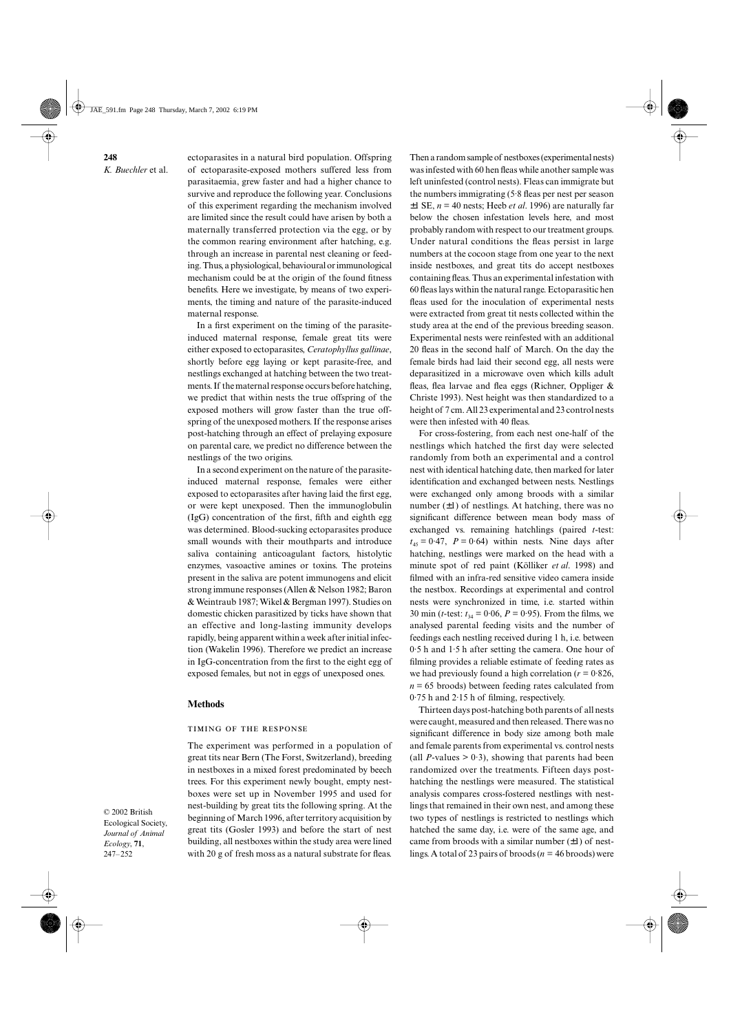ectoparasites in a natural bird population. Offspring of ectoparasite-exposed mothers suffered less from parasitaemia, grew faster and had a higher chance to survive and reproduce the following year. Conclusions of this experiment regarding the mechanism involved are limited since the result could have arisen by both a maternally transferred protection via the egg, or by the common rearing environment after hatching, e.g. through an increase in parental nest cleaning or feeding. Thus, a physiological, behavioural or immunological mechanism could be at the origin of the found fitness benefits. Here we investigate, by means of two experiments, the timing and nature of the parasite-induced maternal response.

In a first experiment on the timing of the parasite-induced maternal response, female great tits were either exposed to ectoparasites, *Ceratophyllus gallinae*, shortly before egg laying or kept parasite-free, and nestlings exchanged at hatching between the two treatments. If the maternal response occurs before hatching, we predict that within nests the true offspring of the exposed mothers will grow faster than the true offspring of the unexposed mothers. If the response arises post-hatching through an effect of prelaying exposure on parental care, we predict no difference between the nestlings of the two origins.

In a second experiment on the nature of the parasite-induced maternal response, females were either exposed to ectoparasites after having laid the first egg, or were kept unexposed. Then the immunoglobulin (IgG) concentration of the first, fifth and eighth egg was determined. Blood-sucking ectoparasites produce small wounds with their mouthparts and introduce saliva containing anticoagulant factors, histolytic enzymes, vasoactive amines or toxins. The proteins present in the saliva are potent immunogens and elicit strong immune responses (Allen & Nelson 1982; Baron & Weintraub 1987; Wikel & Bergman 1997). Studies on domestic chicken parasitized by ticks have shown that an effective and long-lasting immunity develops rapidly, being apparent within a week after initial infection (Wakelin 1996). Therefore we predict an increase in IgG-concentration from the first to the eight egg of exposed females, but not in eggs of unexposed ones.

## Methods

### TIMING OF THE RESPONSE

The experiment was performed in a population of great tits near Bern (The Forst, Switzerland), breeding in nestboxes in a mixed forest predominated by beech trees. For this experiment newly bought, empty nestboxes were set up in November 1995 and used for nest-building by great tits the following spring. At the beginning of March 1996, after territory acquisition by great tits (Gosler 1993) and before the start of nest building, all nestboxes within the study area were lined with 20 g of fresh moss as a natural substrate for fleas. Then a random sample of nestboxes (experimental nests) was infested with 60 hen fleas while another sample was left uninfested (control nests). Fleas can immigrate but the numbers immigrating (5·8 fleas per nest per season ±1 SE, $n = 40$ nests; Heeb *et al*. 1996) are naturally far below the chosen infestation levels here, and most probably random with respect to our treatment groups. Under natural conditions the fleas persist in large numbers at the cocoon stage from one year to the next inside nestboxes, and great tits do accept nestboxes containing fleas. Thus an experimental infestation with 60 fleas lays within the natural range. Ectoparasitic hen fleas used for the inoculation of experimental nests were extracted from great tit nests collected within the study area at the end of the previous breeding season. Experimental nests were reinfested with an additional 20 fleas in the second half of March. On the day the female birds had laid their second egg, all nests were deparasitized in a microwave oven which kills adult fleas, flea larvae and flea eggs (Richner, Oppliger & Christe 1993). Nest height was then standardized to a height of 7 cm. All 23 experimental and 23 control nests were then infested with 40 fleas.

For cross-fostering, from each nest one-half of the nestlings which hatched the first day were selected randomly from both an experimental and a control nest with identical hatching date, then marked for later identification and exchanged between nests. Nestlings were exchanged only among broods with a similar number (±1) of nestlings. At hatching, there was no significant difference between mean body mass of exchanged vs. remaining hatchlings (paired *t*-test: $t_{45} = 0·47$, $P = 0·64$) within nests. Nine days after hatching, nestlings were marked on the head with a minute spot of red paint (Kölliker *et al*. 1998) and filmed with an infra-red sensitive video camera inside the nestbox. Recordings at experimental and control nests were synchronized in time, i.e. started within 30 min (*t*-test: $t_{34} = 0·06$, $P = 0·95$). From the films, we analysed parental feeding visits and the number of feedings each nestling received during 1 h, i.e. between 0·5 h and 1·5 h after setting the camera. One hour of filming provides a reliable estimate of feeding rates as we had previously found a high correlation ($r = 0·826$, $n = 65$ broods) between feeding rates calculated from 0·75 h and 2·15 h of filming, respectively.

Thirteen days post-hatching both parents of all nests were caught, measured and then released. There was no significant difference in body size among both male and female parents from experimental vs. control nests (all *P*-values > 0·3), showing that parents had been randomized over the treatments. Fifteen days post-hatching the nestlings were measured. The statistical analysis compares cross-fostered nestlings with nestlings that remained in their own nest, and among these two types of nestlings is restricted to nestlings which hatched the same day, i.e. were of the same age, and came from broods with a similar number (±1) of nestlings. A total of 23 pairs of broods ($n = 46$ broods) were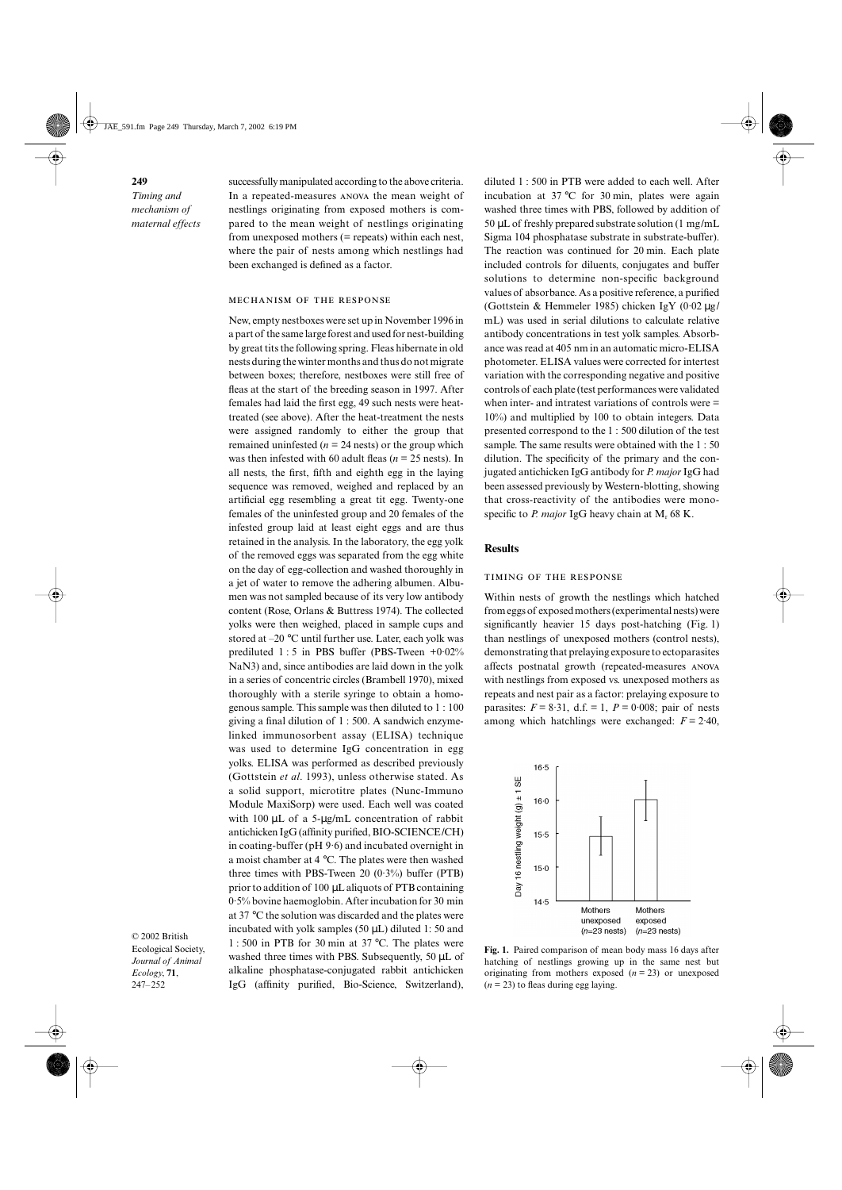successfully manipulated according to the above criteria. In a repeated-measures ANOVA the mean weight of nestlings originating from exposed mothers is compared to the mean weight of nestlings originating from unexposed mothers (= repeats) within each nest, where the pair of nests among which nestlings had been exchanged is defined as a factor.

### MECHANISM OF THE RESPONSE

New, empty nestboxes were set up in November 1996 in a part of the same large forest and used for nest-building by great tits the following spring. Fleas hibernate in old nests during the winter months and thus do not migrate between boxes; therefore, nestboxes were still free of fleas at the start of the breeding season in 1997. After females had laid the first egg, 49 such nests were heat-treated (see above). After the heat-treatment the nests were assigned randomly to either the group that remained uninfested ($n = 24$ nests) or the group which was then infested with 60 adult fleas ($n = 25$ nests). In all nests, the first, fifth and eighth egg in the laying sequence was removed, weighed and replaced by an artificial egg resembling a great tit egg. Twenty-one females of the uninfested group and 20 females of the infested group laid at least eight eggs and are thus retained in the analysis. In the laboratory, the egg yolk of the removed eggs was separated from the egg white on the day of egg-collection and washed thoroughly in a jet of water to remove the adhering albumen. Albumen was not sampled because of its very low antibody content (Rose, Orlans & Buttress 1974). The collected yolks were then weighed, placed in sample cups and stored at –20 °C until further use. Later, each yolk was prediluted 1 : 5 in PBS buffer (PBS-Tween +0·02% NaN3) and, since antibodies are laid down in the yolk in a series of concentric circles (Brambell 1970), mixed thoroughly with a sterile syringe to obtain a homogenous sample. This sample was then diluted to 1 : 100 giving a final dilution of 1 : 500. A sandwich enzyme-linked immunosorbent assay (ELISA) technique was used to determine IgG concentration in egg yolks. ELISA was performed as described previously (Gottstein *et al*. 1993), unless otherwise stated. As a solid support, microtitre plates (Nunc-Immuno Module MaxiSorp) were used. Each well was coated with 100 µL of a 5-µg/mL concentration of rabbit antichicken IgG (affinity purified, BIO-SCIENCE/CH) in coating-buffer (pH 9·6) and incubated overnight in a moist chamber at 4 °C. The plates were then washed three times with PBS-Tween 20 (0·3%) buffer (PTB) prior to addition of 100 µL aliquots of PTB containing 0·5% bovine haemoglobin. After incubation for 30 min at 37 °C the solution was discarded and the plates were incubated with yolk samples (50 µL) diluted 1: 50 and 1 : 500 in PTB for 30 min at 37 °C. The plates were washed three times with PBS. Subsequently, 50 µL of alkaline phosphatase-conjugated rabbit antichicken IgG (affinity purified, Bio-Science, Switzerland), diluted 1 : 500 in PTB were added to each well. After incubation at 37 °C for 30 min, plates were again washed three times with PBS, followed by addition of 50 µL of freshly prepared substrate solution (1 mg/mL Sigma 104 phosphatase substrate in substrate-buffer). The reaction was continued for 20 min. Each plate included controls for diluents, conjugates and buffer solutions to determine non-specific background values of absorbance. As a positive reference, a purified (Gottstein & Hemmeler 1985) chicken IgY (0·02 µg/mL) was used in serial dilutions to calculate relative antibody concentrations in test yolk samples. Absorbance was read at 405 nm in an automatic micro-ELISA photometer. ELISA values were corrected for intertest variation with the corresponding negative and positive controls of each plate (test performances were validated when inter- and intratest variations of controls were = 10%) and multiplied by 100 to obtain integers. Data presented correspond to the 1 : 500 dilution of the test sample. The same results were obtained with the 1 : 50 dilution. The specificity of the primary and the conjugated antichicken IgG antibody for *P. major* IgG had been assessed previously by Western-blotting, showing that cross-reactivity of the antibodies were monospecific to *P. major* IgG heavy chain at $M_r$ 68 K.

## Results

### TIMING OF THE RESPONSE

Within nests of growth the nestlings which hatched from eggs of exposed mothers (experimental nests) were significantly heavier 15 days post-hatching (Fig. 1) than nestlings of unexposed mothers (control nests), demonstrating that prelaying exposure to ectoparasites affects postnatal growth (repeated-measures ANOVA with nestlings from exposed vs. unexposed mothers as repeats and nest pair as a factor: prelaying exposure to parasites: $F = 8{\cdot}31$, d.f. = 1, $P = 0{\cdot}008$; pair of nests among which hatchlings were exchanged: $F = 2{\cdot}40$,

**Fig. 1.** Paired comparison of mean body mass 16 days after hatching of nestlings growing up in the same nest but originating from mothers exposed ($n = 23$) or unexposed ($n = 23$) to fleas during egg laying.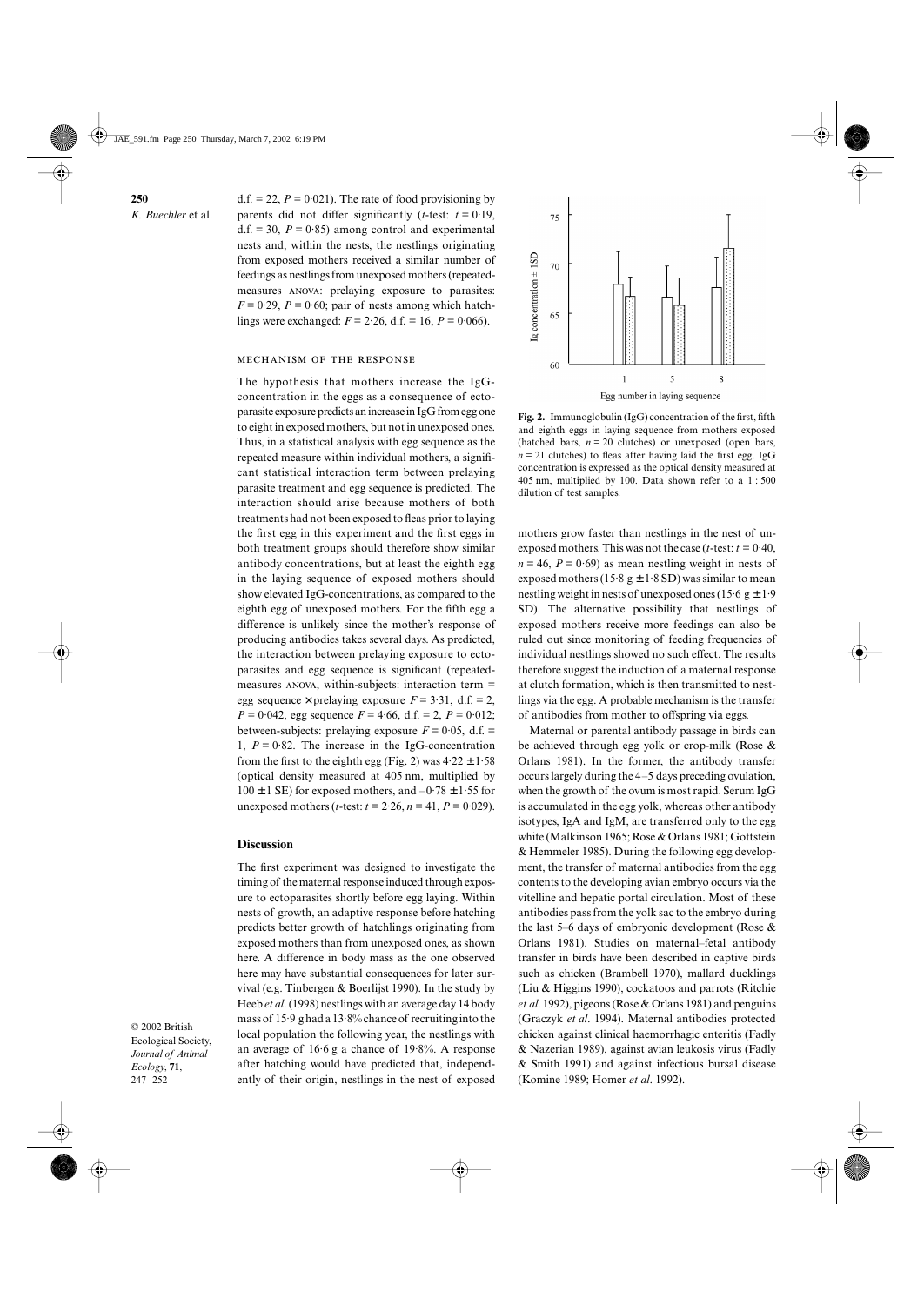d.f. = 22, $P = 0{\cdot}021$). The rate of food provisioning by parents did not differ significantly ($t$-test: $t = 0{\cdot}19$, d.f. = 30, $P = 0{\cdot}85$) among control and experimental nests and, within the nests, the nestlings originating from exposed mothers received a similar number of feedings as nestlings from unexposed mothers (repeated-measures ANOVA: prelaying exposure to parasites: $F = 0{\cdot}29$, $P = 0{\cdot}60$; pair of nests among which hatchlings were exchanged: $F = 2{\cdot}26$, d.f. = 16, $P = 0{\cdot}066$).

### MECHANISM OF THE RESPONSE

The hypothesis that mothers increase the IgG-concentration in the eggs as a consequence of ectoparasite exposure predicts an increase in IgG from egg one to eight in exposed mothers, but not in unexposed ones. Thus, in a statistical analysis with egg sequence as the repeated measure within individual mothers, a significant statistical interaction term between prelaying parasite treatment and egg sequence is predicted. The interaction should arise because mothers of both treatments had not been exposed to fleas prior to laying the first egg in this experiment and the first eggs in both treatment groups should therefore show similar antibody concentrations, but at least the eighth egg in the laying sequence of exposed mothers should show elevated IgG-concentrations, as compared to the eighth egg of unexposed mothers. For the fifth egg a difference is unlikely since the mother's response of producing antibodies takes several days. As predicted, the interaction between prelaying exposure to ectoparasites and egg sequence is significant (repeated-measures ANOVA, within-subjects: interaction term = egg sequence × prelaying exposure $F = 3{\cdot}31$, d.f. = 2, $P = 0{\cdot}042$, egg sequence $F = 4{\cdot}66$, d.f. = 2, $P = 0{\cdot}012$; between-subjects: prelaying exposure $F = 0{\cdot}05$, d.f. = 1, $P = 0{\cdot}82$. The increase in the IgG-concentration from the first to the eighth egg (Fig. 2) was $4{\cdot}22 \pm 1{\cdot}58$ (optical density measured at 405 nm, multiplied by $100 \pm 1$ SE) for exposed mothers, and $-0{\cdot}78 \pm 1{\cdot}55$ for unexposed mothers ($t$-test: $t = 2{\cdot}26$, $n = 41$, $P = 0{\cdot}029$).

**Fig. 2.** Immunoglobulin (IgG) concentration of the first, fifth and eighth eggs in laying sequence from mothers exposed (hatched bars, $n = 20$ clutches) or unexposed (open bars, $n = 21$ clutches) to fleas after having laid the first egg. IgG concentration is expressed as the optical density measured at 405 nm, multiplied by 100. Data shown refer to a 1 : 500 dilution of test samples.

## Discussion

The first experiment was designed to investigate the timing of the maternal response induced through exposure to ectoparasites shortly before egg laying. Within nests of growth, an adaptive response before hatching predicts better growth of hatchlings originating from exposed mothers than from unexposed ones, as shown here. A difference in body mass as the one observed here may have substantial consequences for later survival (e.g. Tinbergen & Boerlijst 1990). In the study by Heeb *et al.* (1998) nestlings with an average day 14 body mass of 15·9 g had a 13·8% chance of recruiting into the local population the following year, the nestlings with an average of 16·6 g a chance of 19·8%. A response after hatching would have predicted that, independently of their origin, nestlings in the nest of exposed mothers grow faster than nestlings in the nest of unexposed mothers. This was not the case ($t$-test: $t = 0{\cdot}40$, $n = 46$, $P = 0{\cdot}69$) as mean nestling weight in nests of exposed mothers (15·8 g ± 1·8 SD) was similar to mean nestling weight in nests of unexposed ones (15·6 g ± 1·9 SD). The alternative possibility that nestlings of exposed mothers receive more feedings can also be ruled out since monitoring of feeding frequencies of individual nestlings showed no such effect. The results therefore suggest the induction of a maternal response at clutch formation, which is then transmitted to nestlings via the egg. A probable mechanism is the transfer of antibodies from mother to offspring via eggs.

Maternal or parental antibody passage in birds can be achieved through egg yolk or crop-milk (Rose & Orlans 1981). In the former, the antibody transfer occurs largely during the 4–5 days preceding ovulation, when the growth of the ovum is most rapid. Serum IgG is accumulated in the egg yolk, whereas other antibody isotypes, IgA and IgM, are transferred only to the egg white (Malkinson 1965; Rose & Orlans 1981; Gottstein & Hemmeler 1985). During the following egg development, the transfer of maternal antibodies from the egg contents to the developing avian embryo occurs via the vitelline and hepatic portal circulation. Most of these antibodies pass from the yolk sac to the embryo during the last 5–6 days of embryonic development (Rose & Orlans 1981). Studies on maternal–fetal antibody transfer in birds have been described in captive birds such as chicken (Brambell 1970), mallard ducklings (Liu & Higgins 1990), cockatoos and parrots (Ritchie *et al.* 1992), pigeons (Rose & Orlans 1981) and penguins (Graczyk *et al.* 1994). Maternal antibodies protected chicken against clinical haemorrhagic enteritis (Fadly & Nazerian 1989), against avian leukosis virus (Fadly & Smith 1991) and against infectious bursal disease (Komine 1989; Homer *et al.* 1992).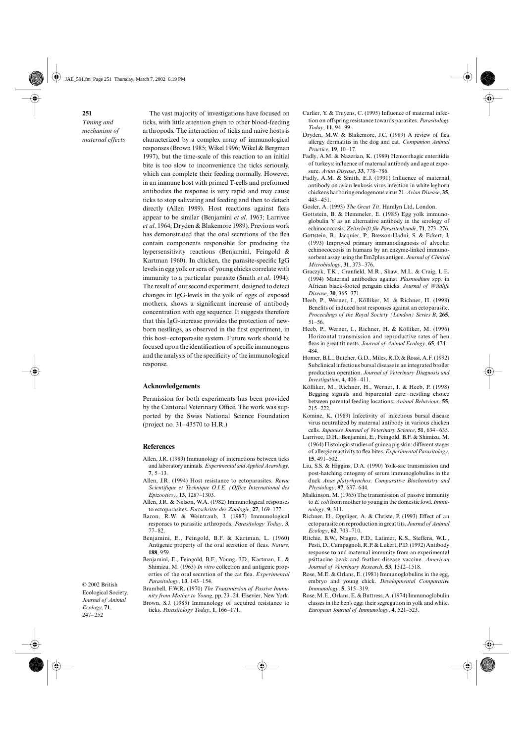The vast majority of investigations have focused on ticks, with little attention given to other blood-feeding arthropods. The interaction of ticks and naive hosts is characterized by a complex array of immunological responses (Brown 1985; Wikel 1996; Wikel & Bergman 1997), but the time-scale of this reaction to an initial bite is too slow to inconvenience the ticks seriously, which can complete their feeding normally. However, in an immune host with primed T-cells and preformed antibodies the response is very rapid and may cause ticks to stop salivating and feeding and then to detach directly (Allen 1989). Host reactions against fleas appear to be similar (Benjamini *et al*. 1963; Larrivee *et al*. 1964; Dryden & Blakemore 1989). Previous work has demonstrated that the oral secretions of the flea contain components responsible for producing the hypersensitivity reactions (Benjamini, Feingold & Kartman 1960). In chicken, the parasite-specific IgG levels in egg yolk or sera of young chicks correlate with immunity to a particular parasite (Smith *et al*. 1994). The result of our second experiment, designed to detect changes in IgG-levels in the yolk of eggs of exposed mothers, shows a significant increase of antibody concentration with egg sequence. It suggests therefore that this IgG-increase provides the protection of newborn nestlings, as observed in the first experiment, in this host–ectoparasite system. Future work should be focused upon the identification of specific immunogens and the analysis of the specificity of the immunological response.

## Acknowledgements

Permission for both experiments has been provided by the Cantonal Veterinary Office. The work was supported by the Swiss National Science Foundation (project no. 31–43570 to H.R.)

## References

Allen, J.R. (1989) Immunology of interactions between ticks and laboratory animals. *Experimental and Applied Acarology*, **7**, 5–13.

Allen, J.R. (1994) Host resistance to ectoparasites. *Revue Scientifique et Technique O.I.E. (Office International des Epizootics)*, **13**, 1287–1303.

Allen, J.R. & Nelson, W.A. (1982) Immunological responses to ectoparasites. *Fortschritte der Zoologie*, **27**, 169–177.

Baron, R.W. & Weintraub, J. (1987) Immunological responses to parasitic arthropods. *Parasitology Today*, **3**, 77–82.

Benjamini, E., Feingold, B.F. & Kartman, L. (1960) Antigenic property of the oral secretion of fleas. *Nature*, **188**, 959.

Benjamini, E., Feingold, B.F., Young, J.D., Kartman, L. & Shimizu, M. (1963) *In vitro* collection and antigenic properties of the oral secretion of the cat flea. *Experimental Parasitology*, **13**, 143–154.

Brambell, F.W.R. (1970) *The Transmission of Passive Immunity from Mother to Young*, pp. 23–24. Elsevier, New York.

Brown, S.J. (1985) Immunology of acquired resistance to ticks. *Parasitology Today*, **1**, 166–171.

Carlier, Y. & Truyens, C. (1995) Influence of maternal infection on offspring resistance towards parasites. *Parasitology Today*, **11**, 94–99.

Dryden, M.W. & Blakemore, J.C. (1989) A review of flea allergy dermatitis in the dog and cat. *Companion Animal Practice*, **19**, 10–17.

Fadly, A.M. & Nazerian, K. (1989) Hemorrhagic enteritidis of turkeys: influence of maternal antibody and age at exposure. *Avian Disease*, **33**, 778–786.

Fadly, A.M. & Smith, E.J. (1991) Influence of maternal antibody on avian leukosis virus infection in white leghorn chickens harboring endogenous virus 21. *Avian Disease*, **35**, 443–451.

Gosler, A. (1993) *The Great Tit*. Hamlyn Ltd, London.

Gottstein, B. & Hemmeler, E. (1985) Egg yolk immunoglobulin Y as an alternative antibody in the serology of echinococcosis. *Zeitschrift für Parasitenkunde*, **71**, 273–276.

Gottstein, B., Jacquier, P., Bresson-Hadni, S. & Eckert, J. (1993) Improved primary immunodiagnosis of alveolar echinococcosis in humans by an enzyme-linked immunosorbent assay using the Em2plus antigen. *Journal of Clinical Microbiology*, **31**, 373–376.

Graczyk, T.K., Cranfield, M.R., Shaw, M.L. & Craig, L.E. (1994) Maternal antibodies against *Plasmodium* spp. in African black-footed penguin chicks. *Journal of Wildlife Disease*, **30**, 365–371.

Heeb, P., Werner, I., Kölliker, M. & Richner, H. (1998) Benefits of induced host responses against an ectoparasite. *Proceedings of the Royal Society (London) Series B*, **265**, 51–56.

Heeb, P., Werner, I., Richner, H. & Kölliker, M. (1996) Horizontal transmission and reproductive rates of hen fleas in great tit nests. *Journal of Animal Ecology*, **65**, 474–484.

Homer, B.L., Butcher, G.D., Miles, R.D. & Rossi, A.F. (1992) Subclinical infectious bursal disease in an integrated broiler production operation. *Journal of Veterinary Diagnosis and Investigation*, **4**, 406–411.

Kölliker, M., Richner, H., Werner, I. & Heeb, P. (1998) Begging signals and biparental care: nestling choice between parental feeding locations. *Animal Behaviour*, **55**, 215–222.

Komine, K. (1989) Infectivity of infectious bursal disease virus neutralized by maternal antibody in various chicken cells. *Japanese Journal of Veterinary Science*, **51**, 634–635.

Larrivee, D.H., Benjamini, E., Feingold, B.F. & Shimizu, M. (1964) Histologic studies of guinea pig skin: different stages of allergic reactivity to flea bites. *Experimental Parasitology*, **15**, 491–502.

Liu, S.S. & Higgins, D.A. (1990) Yolk-sac transmission and post-hatching ontogeny of serum immunoglobulins in the duck *Anas platyrhynchos*. *Comparative Biochemistry and Physiology*, **97**, 637–644.

Malkinson, M. (1965) The transmission of passive immunity to *E. coli* from mother to young in the domestic fowl. *Immunology*, **9**, 311.

Richner, H., Oppliger, A. & Christe, P. (1993) Effect of an ectoparasite on reproduction in great tits. *Journal of Animal Ecology*, **62**, 703–710.

Ritchie, B.W., Niagro, F.D., Latimer, K.S., Steffens, W.L., Pesti, D., Campagnoli, R.P. & Lukert, P.D. (1992) Antibody response to and maternal immunity from an experimental psittacine beak and feather disease vaccine. *American Journal of Veterinary Research*, **53**, 1512–1518.

Rose, M.E. & Orlans, E. (1981) Immunoglobulins in the egg, embryo and young chick. *Developmental Comparative Immunology*, **5**, 315–319.

Rose, M.E., Orlans, E. & Buttress, A. (1974) Immunoglobulin classes in the hen's egg: their segregation in yolk and white. *European Journal of Immunology*, **4**, 521–523.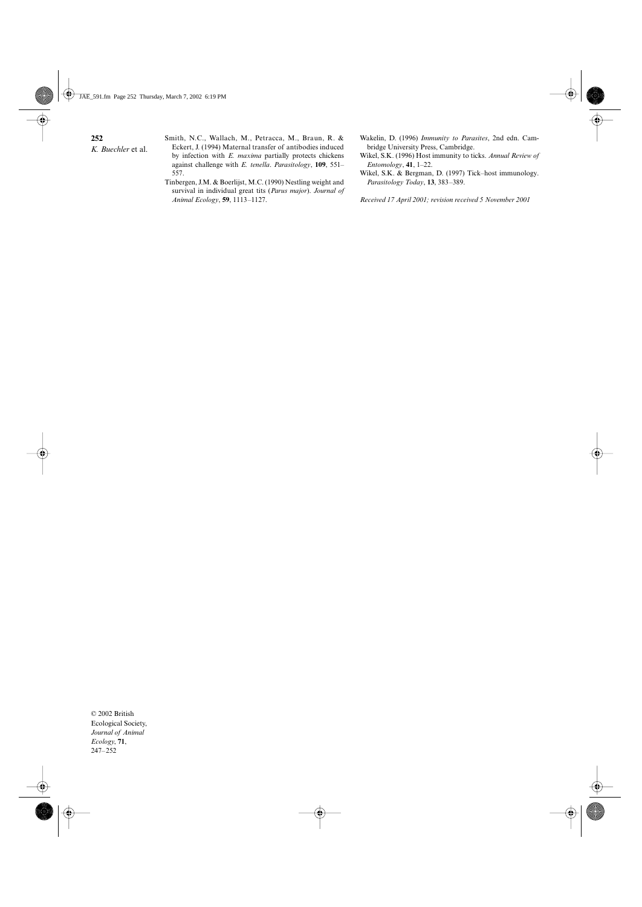Smith, N.C., Wallach, M., Petracca, M., Braun, R. & Eckert, J. (1994) Maternal transfer of antibodies induced by infection with *E. maxima* partially protects chickens against challenge with *E. tenella*. *Parasitology*, **109**, 551–557.

Tinbergen, J.M. & Boerlijst, M.C. (1990) Nestling weight and survival in individual great tits (*Parus major*). *Journal of Animal Ecology*, **59**, 1113–1127.

Wakelin, D. (1996) *Immunity to Parasites*, 2nd edn. Cambridge University Press, Cambridge.

Wikel, S.K. (1996) Host immunity to ticks. *Annual Review of Entomology*, **41**, 1–22.

Wikel, S.K. & Bergman, D. (1997) Tick–host immunology. *Parasitology Today*, **13**, 383–389.

*Received 17 April 2001; revision received 5 November 2001*